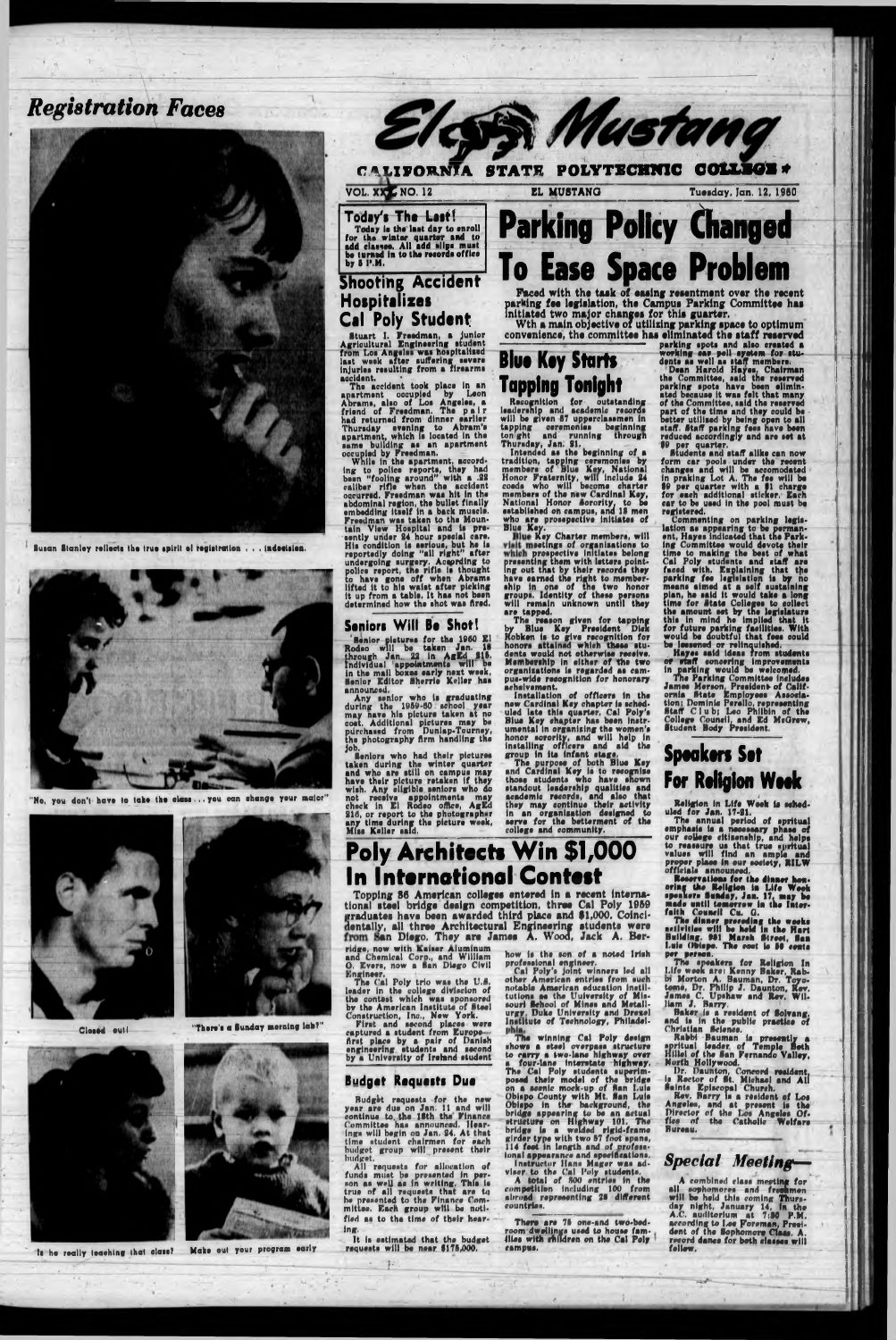# El Mustang

CALIFORNIA STATE POLYTECHNIC COLLEGE

VOL. XXX NO. 12 — EL MUSTANG — Tuesday, Jan. 12, 1960

## Registration Faces

Susan Stanley reflects the true spirit of registration . . . indecision.

"No, you don't have to take the class . . . you can change your major"

Closed out!

"There's a Sunday morning lab?"

Is he really teaching that class?

Make out your program early

## Today's The Last!

Today is the last day to enroll for the winter quarter and to add classes. All add slips must be turned in to the records office by 5 P.M.

## Shooting Accident Hospitalizes Cal Poly Student

Stuart I. Freedman, a junior Agricultural Engineering student from Los Angeles was hospitalized last week after suffering severe injuries resulting from a firearms accident.

The accident took place in an apartment occupied by Leon Abrams, also of Los Angeles, a friend of Freedman. The pair had returned from dinner earlier Thursday evening to Abram's apartment, which is located in the same building as an apartment occupied by Freedman.

While in the apartment, according to police reports, they had been "fooling around" with a .22 caliber rifle when the accident occurred. Freedman was hit in the abdominal region, the bullet finally embedding itself in a back muscle. Freedman was taken to the Mountain View Hospital and is presently under 24 hour special care. His condition is serious, but he is reportedly doing "all right" after undergoing surgery. According to police report, the rifle is thought to have gone off when Abrams lifted it to his waist after picking it up from a table. It has not been determined how the shot was fired.

## Seniors Will Be Shot!

Senior pictures for the 1960 El Rodeo will be taken Jan. 18 through Jan. 22 in AgEd 215. Individual appointments will be in the mail boxes early next week, Senior Editor Sherrie Keller has announced.

Any senior who is graduating during the 1959-60 school year may have his picture taken at no cost. Additional pictures may be purchased from Dunlap-Tourney, the photography firm handling the job.

Seniors who had their pictures taken during the winter quarter and who are still on campus may have their pictures retaken if they wish. Any eligible seniors who do not receive appointments may check in El Rodeo office, AgEd 216, or report to the photographer any time during the picture week, Miss Keller said.

# Parking Policy Changed To Ease Space Problem

Faced with the task of easing resentment over the recent parking fee legislation, the Campus Parking Committee has initiated two major changes for this quarter.

With a main objective of utilizing parking space to optimum convenience, the committee has eliminated the staff reserved parking spots and also created a working car pool system for students as well as staff members.

Dean Harold Hayes, Chairman the Committee, said the reserved parking spots have been eliminated because it was felt that many of the Committee, said the reserved part of the time and they could be better utilized by being open to all staff. Staff parking fees have been reduced accordingly and are set at $9 per quarter.

Students and staff alike can now form car pools under the recent changes and will be accomodated in parking Lot A. The fee will be $9 per quarter with a $1 charge for each additional sticker. Each car to be used in the pool must be registered.

Commenting on parking legislation as appearing to be permanent, Hayes indicated that the Parking Committee would devote their time to making the best of what Cal Poly students and staff are faced with. Explaining that the parking fee legislation is by no means aimed at a self sustaining plan, he said it would take a long time for State Colleges to collect the amount set by the legislature this in mind he implied that it for future parking facilities. With would be doubtful that fees could be lessened or relinquished.

Hayes said ideas from students or staff concerning improvements in parking would be welcomed.

The Parking Committee includes James Merson, President of California State Employees Association; Dominic Perello, representing Staff Club; Leo Philbin of the College Council, and Ed McGrew, Student Body President.

## Blue Key Starts Tapping Tonight

Recognition for outstanding leadership and academic records will be given 87 upperclassmen in tapping ceremonies beginning tonight and running through Thursday, Jan. 21.

Intended as the beginning of a tradition, tapping ceremonies by members of Blue Key, National Honor Fraternity, will include 24 coeds who will become charter members of the new Cardinal Key, National Honor Sorority, to be established on campus, and 13 men who are prospective initiates of Blue Key.

Blue Key Charter members, will visit meetings of organizations to which prospective initiates belong presenting them with letters pointing out that by their records they have earned the right to membership in one of the two honor groups. Identity of these persons will remain unknown until they are tapped.

The reason given for tapping by Blue Key President Dick Robken is to give recognition for honors attained which these students would not otherwise receive. Membership in either of the two organizations is regarded as campus-wide recognition for honorary acheivement.

Installation of officers in the new Cardinal Key chapter is scheduled late this quarter. Cal Poly's Blue Key chapter has been instrumental in organizing the women's honor sorority, and will help in installing officers and aid the group in its infant stage.

The purpose of both Blue Key and Cardinal Key is to recognize those students who have shown standout leadership qualities and academic records, and also that they may continue their activity in an organization designed to serve for the betterment of the college and community.

## Speakers Set For Religion Week

Religion in Life Week is scheduled for Jan. 17-21.

The annual period of spiritual emphasis is a necessary phase of our college citizenship, and helps to reassure us that true spiritual values will find an ample and proper place in our society, RILW officials announced.

Reservations for the dinner honoring the Religion in Life Week speakers Sunday, Jan. 17, may be made until tomorrow in the Interfaith Council Cu. G.

The dinner preceding the weeks activities will be held in the Hart Building, 861 Marsh Street, San Luis Obispo. The cost is 50 cents per person.

The speakers for Religion In Life week are: Kenny Baker, Rabbi Morton A. Bauman, Dr. Toyozumi, Dr. Philip J. Daunton, Rev. James C. Upshaw and Rev. William J. Barry.

Baker is a resident of Solvang, and is in the public practice of Christian Science.

Rabbi Bauman is presently a spiritual leader of Temple Beth Hillel of the San Fernando Valley, North Hollywood.

Dr. Daunton, Concord resident, is Rector of St. Michael and All Saints Episcopal Church.

Rev. Barry is a resident of Los Angeles, and at present is the Director of the Los Angeles Office of the Catholic Welfare Bureau.

# Poly Architects Win $1,000 In International Contest

Topping 86 American colleges entered in a recent international steel bridge design competition, three Cal Poly 1959 graduates have been awarded third place and $1,000. Coincidentally, all three Architectural Engineering students were from San Diego. They are James A. Wood, Jack A. Berridge, now with Kaiser Aluminum and Chemical Corp., and William O. Evers, now a San Diego Civil Engineer.

The Cal Poly trio was the U.S. leader in the college division of the contest which was sponsored by the American Institute of Steel Construction, Inc., New York.

First and second places were captured a student from Europe—first place by a pair of Danish engineering students and second by a University of Ireland student how is the son of a noted Irish professional engineer.

Cal Poly's joint winners led all other American entries from such notable American education institutions as the University of Missouri School of Mines and Metallurgy, Duke University and Drexel Institute of Technology, Philadelphia.

The winning Cal Poly design shows a steel overpass structure to carry a two-lane highway over a four-lane interstate highway. The Cal Poly students superimposed their model of the bridge on a scenic mock-up of San Luis Obispo County with Mt. San Luis Obispo in the background, the bridge appearing to be an actual structure on Highway 101. The bridge is a welded rigid-frame girder type with two 57 foot spans, 114 feet in length and of professional appearance and specifications.

Instructor Hans Mager was adviser to the Cal Poly students.

A total of 300 entries in the competition including 100 from abroad representing 28 different countries.

There are 75 one-and two-bedroom dwellings used to house families with children on the Cal Poly campus.

## Budget Requests Due

Budget requests for the new year are due on Jan. 11 and will continue to the 18th the Finance Committee has announced. Hearings will begin on Jan. 24. At that time student chairmen for each budget group will present their budget.

All requests for allocation of funds must be presented in person as well as in writing. This is true of all requests that are to be presented to the Finance Committee. Each group will be notified as to the time of their hearing.

It is estimated that the budget requests will be near $175,000.

## *Special Meeting—*

A combined class meeting for all sophomores and freshmen will be held this coming Thursday night, January 14, in the A.C. auditorium at 7:30 P.M. according to Lee Foreman, President of the Sophomore Class. A record dance for both classes will follow.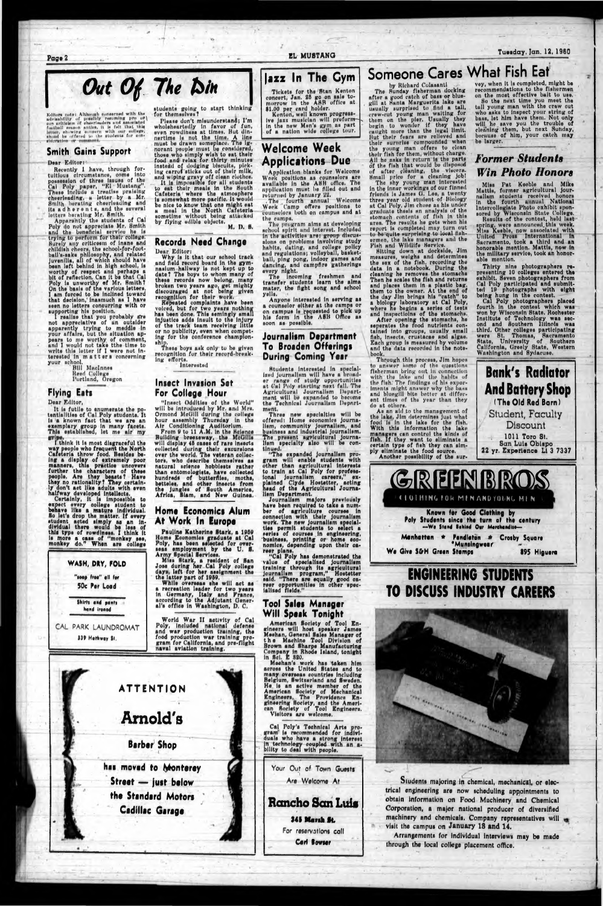# Out Of The Din

Editors note: Although concerned with the advisability of possibly resuming pro or con criticism of cheerleaders and associated football season antics, it is felt that this letter, showing concern with our college, should be offered to the students for some discussion or comment.

## Smith Gains Support

Dear Editor:

Recently I have, through fortuitous circumstance, come into possession of three issues of the Cal Poly paper, "El Mustang". These include a treatise praising cheerleading, a letter by a Mr. Smith berating cheerleading and its a d h e r e n t s, and the several letters berating Mr. Smith.

Apparently the students of Cal Poly do not appreciate Mr. Smith and the beneficial service he is trying to perform for their college. Surely any criticism of inane and childish cheers, the school-for-football's-sake philosophy, and related juvenilia, all of which should have been left behind in high school, is worthy of respect and perhaps a bit of reflection. Can it be that Cal Poly is unworthy of Mr. Smith? On the basis of the various letters, I am forced to be inclined toward that decision, inasmuch as I have seen no letters concurring with or supporting his position.

I realize that you probably are not appreciative of an outsider apparently trying to meddle in your affairs, but the situation appears to me worthy of comment, and I would not take the time to write this letter if I were not interested in m a t t e r s concerning your school.

Bill MacInnes
Reed College
Portland, Oregon

## Flying Eats

Dear Editor,

It is futile to enumerate the potentialities of Cal Poly students. It is a known fact that we are an exemplary group in many facets. This established, let me air my gripe.

I think it is most disgraceful the way people who frequent the North Cafeteria throw food. Besides being a display of extremely poor manners, this practice uncovers further the characters of these people. Are they beasts? Have they no rationality? They certainly don't act like adults with even halfway developed intellects.

Certainly, it is impossible to expect every college student to behave like a mature individual. So let's drop the matter. If every student acted simply as an individual there would be less of this type of rowdiness. I think it is more a case of "monkey see, monkey do." When are college students going to start thinking for themselves?

Please don't misunderstand; I'm wholeheartedly in favor of fun, even rowdiness at times. But dinnertime is not the time. A line must be drawn someplace. The ignorant people must be considered, those who simply wish to eat their food and relax for thirty minutes instead of dodging biscuits, picking carrot sticks out of their milk, and wiping gravy off clean clothes.

It is impossible for all students to eat their meals in the South Cafeteria where the atmosphere is somewhat more pacific. It would be nice to know that one might eat a meal in the North Cafeteria sometime without being attacked by flying edible objects.

M. D. S.

WASH, DRY, FOLD
"soap free" all for
50c Per Load
Shirts and pants hand ironed
CAL PARK LAUNDROMAT
339 Hathway St.

## Records Need Change

Dear Editor:

Why is it that our school track and field record board in the gymnasium hallway is not kept up to date? The boys to whom many of these records now belong, many broken two years ago, get mighty discouraged at not being given recognition for their work.

Repeated complaints have been voiced, but for two years nothing has been done. This seemingly small injustice adds insult to the injury of the track team receiving little or no publicity, even when competing for the conference championship.

These boys ask only to be given recognition for their record-breaking efforts.

Interested

## Insect Invasion Set For College Hour

"Insect Oddities of the World" will be introduced by Mr. and Mrs. Ormond McGill during the college hour assembly Thursday in the Air Conditioning Auditorium.

From 9 to 11 A.M. in the Science Building breezeway, the McGills will display 45 cases of rare insects collected during their excursions over the world. The veteran collectors, who describe themselves as natural science hobbiests rather than entomologists, have collected hundreds of butterflies, moths, betteles, and other insects from the jungles of South America, Africa, Siam, and New Guinea.

## Home Economics Alum At Work In Europe

Pauline Katherine Stark, a 1959 Home Economics graduate at Cal Poly, has been selected for overseas employment by the U. S. Army Special Services.

Miss Stark, a resident of San Jose during her Cal Poly college days, left for her assignment the latter part of 1959.

While overseas she will act as a recreation leader for two years in Germany, Italy and France, according to the Adjutant General's office in Washington, D. C.

World War II activity of Cal Poly, included national defense and war production training, the food production war training program for California, and pre-flight naval aviation training.

ATTENTION
**Arnold's**
Barber Shop
has moved to Monterey Street — just below the Standard Motors Cadillac Garage

## Jazz In The Gym

Tickets for the Stan Kenton concert, Jan. 25 go on sale tomorrow in the ASB office at $1.00 per card holder.

Kenton, well known progressive jazz musician will preform in the new Men's gym as part of a nation wide college tour.

## Welcome Week Applications Due

Application blanks for Welcome Week positions as counselors are available in the ASB office. The application must be filled out and returned by January 22.

The fourth annual Welcome Week Camp offers positions to counselors both on campus and at the camps.

The program aims at developing school spirit and interest. Included in the activities are: group discussions on problems involving study habits, dating, and college policy and regulations; volleyball, basketball, ping pong, indoor games and dancing, and campfire gatherings every night.

The incoming freshmen and transfer students learn the alma mater, the fight song and school yells.

Anyone interested in serving as a counselor either at the camps or on campus is requested to pick up his form in the ASB Office as soon as possible.

## Journalism Department To Broaden Offerings During Coming Year

Students interested in specialized journalism will have a broader range of study opportunities at Cal Poly starting next fall. The Agricultural Journalism Department will be expanded to become the Technical Journalism Department.

Three new specialties will be offered: Home economics journalism, community journalism, and business and industrial journalism. The present agricultural journalism specialty also will be continued.

"The expanded journalism program will enable students with other than agricultural interests to train at Cal Poly for professional journalism careers," explained Clyde Hostetter, acting head of the Agricultural Journalism Department.

Journalism majors previously have been required to take a number of agriculture courses in connection with their journalism work. The new journalism specialties permit students to select a series of courses in engineering, business, printing or home economics, depending upon their career plans.

"Cal Poly has demonstrated the value of specialized journalism training through its agricultural journalism program," Hostetter said. "There are equally good career opportunities in other specialized fields."

## Tool Sales Manager Will Speak Tonight

American Society of Tool Engineers will host speaker James Meehan, General Sales Manager of the Machine Tool Division of Brown and Sharpe Manufacturing Company in Rhode Island, tonight in Sci. E 320.

Meehan's work has taken him across the United States and to many overseas countries including Belgium, Switzerland and Sweden. He is an active member of the American Society of Mechanical Engineers, The Providence Engineering Society, and the American Society of Tool Engineers. Visitors are welcome.

Cal Poly's Technical Arts program is recommended for individuals who have a strong interest in technology coupled with an ability to deal with people.

Your Out of Town Guests Are Welcome At
**Rancho San Luis**
245 Marsh St.
For reservations call
Carl Bowser

# Someone Cares What Fish Eat

by Richard Colasanti

The Sunday fisherman docking after a good catch of bass or bluegill at Santa Marguerita lake are usually surprised to find a tall, crew-cut young man waiting for them on the pier. Usually they begin to wonder if they have caught more than the legal limit. But their fears are relieved and their surprise compounded when the young man offers to clean their fish for them, without charge. All he asks in return is the parts of the fish that would be disposed of after cleaning, the viscera. Small price for a cleaning job!

The shy young man interested in the inner workings of our finned friends is James G. Lee, a twenty three year old student of Biology at Cal Poly. Jim chose as his under graduate thesis an analysis of the stomach contents of fish in this area. The results he gets when his report is completed may turn out to be quite surprising to local fishermen, the lake managers and the Fish and Wildlife Service.

Sitting down at dockside, Jim measures, weighs and determines the sex of the fish, recording the data in a notebook. During the cleaning he removes the stomachs. Then he seals the fish and returns and places them in a plastic bag, them to the owner. At the end of the day Jim brings his "catch" to a biology laboratory at Cal Poly, where he begins a series of tests and inspections of the stomachs.

After opening the stomachs, he seperates the food nutrients contained into groups, usually small fish, insects, crustaceae and algae. Each group is measured by volume and the data recorded in the notebook.

Through this process, Jim hopes to answer some of the questions fisherman bring out in connection with the lake and the habits of the fish. The findings of his experiments might answer why the bass and bluegill bite better at different times of the year than they do at others.

As an aid to the management of the lake, Jim determines just what food is in the lake for the fish. With this information the lake managers can control the kinds of fish. If they want to eliminate a certain type of fish they can simply eliminate the food source.

Another possibility of the survey, when it is completed, might be recommendations to the fishermen on the most effective bait to use.

So the next time you meet the tall young man with the crew cut who asks to inspect your string of bass, let him have them. Not only will he save you the trouble of cleaning them, but next Sunday, because of him, your catch may be larger.

## Former Students Win Photo Honors

Miss Pat Keeble and Mike Mattis, former agricultural journalism students received honors in the fourth annual National Intercollegiate Photo exhibit sponsored by Wisconsin State College.

Results of the contest, held last spring, were announced this week. Miss Keeble, now associated with United Press International in Sacramento, took a third and an honorable mention. Mattis, now in the military service, took an honorable mention.

Thirty nine photographers representing 10 colleges entered the exhibit. Seven photographers from Cal Poly participated and submitted 19 photographs with eight being hung in the contest.

Cal Poly photographers placed fourth in the contest which was won by Wisconsin State. Rochester Institute of Technology was second and Southern Illinois was third. Other colleges participating were St. Thomas, Sacramento State, University of Southern California, Greely State, Western Washington and Sydacuse.

**Bank's Radiator And Battery Shop**
(The Old Red Barn)
Student, Faculty Discount
1011 Toro St.
San Luis Obispo
22 yr. Experience Li 3 7337

GREENBROS
CLOTHING FOR MEN AND YOUNG MEN
Known for Good Clothing by Poly Students since the turn of the century
—We Stand Behind Our Merchandise—
Manhattan ★ Pendleton ★ Crosby Square
*Munsingwear*
We Give S&H Green Stamps — 895 Higuera

# ENGINEERING STUDENTS TO DISCUSS INDUSTRY CAREERS

Students majoring in chemical, mechanical, or electrical engineering are now scheduling appointments to obtain information on Food Machinery and Chemical Corporation, a major national producer of diversified machinery and chemicals. Company representatives will visit the campus on January 13 and 14.

Arrangements for individual interviews may be made through the local college placement office.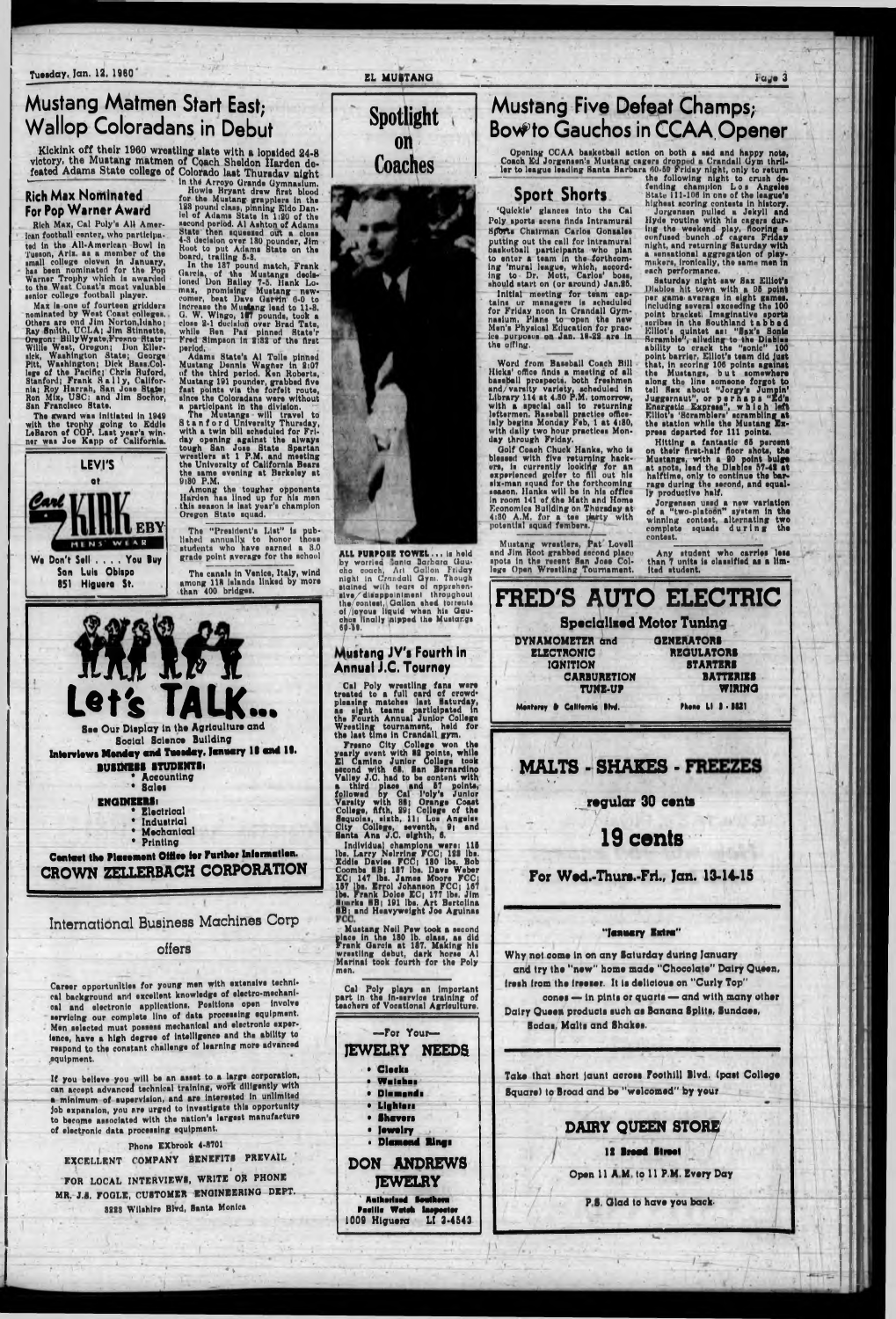# Mustang Matmen Start East; Wallop Coloradans in Debut

Kicking off their 1960 wrestling slate with a lopsided 24-8 victory, the Mustang matmen of Coach Sheldon Harden defeated Adams State college of Colorado last Thursday night in the Arroyo Grande Gymnasium.

Howie Bryant drew first blood for the Mustang grapplers in the 123 pound class, pinning Eldo Daniel of Adams State in 1:30 of the second period. Al Ashton of Adams State then squeezed out a close 4-3 decision over 130 pounder, Jim Root to put Adams State on the board, trailing 5-3.

In the 137 pound match, Frank Garcia, of the Mustangs decisioned Don Bailey 7-5. Hank Lomax, promising Mustang newcomer, beat Dave Garvin 6-0 to increase the Mustang lead to 11-3. G. W. Wingo, 167 pounds, took a close 2-1 decision over Brad Tate, while Ben Pas pinned State's Fred Simpson in 2:32 of the first period.

Adams State's Al Tolls pinned Mustang Dennis Wagner in 2:07 of the third period. Ken Roberts, Mustang 191 pounder, grabbed five fast points via the forfeit route, since the Coloradans were without a participant in the division.

The Mustangs will travel to Stanford University Thursday, with a twin bill scheduled for Friday opening against the always tough San Jose State Spartan wrestlers at 1 P.M. and meeting the University of California Bears the same evening at Berkeley at 9:30 P.M.

Among the tougher opponents Harden has lined up for his men this season is last year's champion Oregon State squad.

The "President's List" is published annually to honor those students who have earned a 3.0 grade point average for the school

The canals in Venice, Italy, wind among 118 islands linked by more than 400 bridges.

## Rich Max Nominated For Pop Warner Award

Rich Max, Cal Poly's All American football center, who participated in the All-American Bowl in Tucson, Ariz. as a member of the small college eleven in January, has been nominated for the Pop Warner Trophy which is awarded to the West Coast's most valuable senior college football player.

Max is one of fourteen gridders nominated by West Coast colleges. Others are end Jim Norton, Idaho; Ray Smith, UCLA; Jim Stinnette, Oregon; Billy Wyatt, Fresno State; Willie West, Oregon; Don Ellersick, Washington State; George Pitt, Washington; Dick Bass, College of the Pacific; Chris Buford, Stanford; Frank Sally, California; Roy Harrah, San Jose State; Ron Mix, USC; and Jim Sochor, San Francisco State.

The award was initiated in 1949 with the trophy going to Eddie LeBaron of COP. Last year's winner was Joe Kapp of California.

LEVI'S at Carl KIRKEBY MENS' WEAR

We Don't Sell .... You Buy

San Luis Obispo
851 Higuera St.

# Let's TALK...

See Our Display in the Agriculture and Social Science Building

**Interviews Monday and Tuesday, January 18 and 19.**

**BUSINESS STUDENTS:**
- Accounting
- Sales

**ENGINEERS:**
- Electrical
- Industrial
- Mechanical
- Printing

**Contact the Placement Office for Further Information.**

**CROWN ZELLERBACH CORPORATION**

## International Business Machines Corp

offers

Career opportunities for young men with extensive technical background and excellent knowledge of electro-mechanical and electronic applications. Positions open involve servicing our complete line of data processing equipment. Men selected must possess mechanical and electronic experience, have a high degree of intelligence and the ability to respond to the constant challenge of learning more advanced equipment.

If you believe you will be an asset to a large corporation, can accept advanced technical training, work diligently with a minimum of supervision, and are interested in unlimited job expansion, you are urged to investigate this opportunity to become associated with the nation's largest manufacture of electronic data processing equipment.

Phone EXbrook 4-8701

EXCELLENT COMPANY BENEFITS PREVAIL

FOR LOCAL INTERVIEWS, WRITE OR PHONE
MR. J.S. FOGLE, CUSTOMER ENGINEERING DEPT.
3323 Wilshire Blvd, Santa Monica

# Spotlight on Coaches

**ALL PURPOSE TOWEL** ... is held by worried Santa Barbara Gaucho coach, Art Gallon Friday night in Crandall Gym. Though stained with tears of apprehensive disappointment throughout the contest, Gallon shed torrents of joyous liquid when his Gauchos finally nipped the Mustangs 60-59.

## Mustang JV's Fourth in Annual J.C. Tourney

Cal Poly wrestling fans were treated to a full card of crowd-pleasing matches last Saturday, as eight teams participated in the Fourth Annual Junior College Wrestling tournament, held for the last time in Crandall gym.

Fresno City College won the yearly event with 83 points, while El Camino Junior College took second with 68. San Bernardino Valley J.C. had to be content with a third place and 37 points, followed by Cal Poly's Junior Varsity with 38; Orange Coast College, fifth, 29; College of the Sequoias, sixth, 11; Los Angeles City College, seventh, 9; and Santa Ana J.C. eighth, 6.

Individual champions were: 115 lbs. Larry Neirring FCC; 123 lbs. Eddie Davies FCC; 130 lbs. Bob Coombs SB; 137 lbs. Dave Weber EC; 147 lbs. James Moore FCC; 157 lbs. Errol Johanson FCC; 167 lbs. Frank Dolce EC; 177 lbs. Jim Sparks SB; 191 lbs. Art Bertolina SB; and Heavyweight Joe Aguinas FCC.

Mustang Neil Pew took a second place in the 130 lb. class, as did Frank Garcia at 137. Making his wrestling debut, dark horse Al Marinal took fourth for the Poly men.

Cal Poly plays an important part in the in-service training of teachers of Vocational Agriculture.

—For Your—

## JEWELRY NEEDS

- Clocks
- Watches
- Diamonds
- Lighters
- Shavers
- Jewelry
- Diamond Rings

**DON ANDREWS JEWELRY**

Authorized Southern Pacific Watch Inspector
1009 Higuera LI 3-4543

# Mustang Five Defeat Champs; Bow to Gauchos in CCAA Opener

Opening CCAA basketball action on both a sad and happy note, Coach Ed Jorgensen's Mustang cagers dropped a Crandall Gym thriller to league leading Santa Barbara 60-59 Friday night, only to return the following night to crush defending champion Los Angeles State 111-106 in one of the league's highest scoring contests in history.

Jorgensen pulled a Jekyll and Hyde routine with his cagers during the weekend play, flooring a confused bunch of cagers Friday night, and returning Saturday with a sensational aggregation of playmakers, ironically, the same men in each performance.

Saturday night saw Sax Elliot's Diablos hit town with a 95 point per game average in eight games, including several exceeding the 100 point bracket. Imaginative sports scribes in the Southland tabbed Elliot's quintet as: "Sax's Sonic Scramble", alluding to the Diablos ability to crack the "sonic" 100 point barrier. Elliot's team did just that, in scoring 106 points against the Mustangs, but somewhere along the line someone forgot to tell Sax about "Jorgy's Jumpin' Juggernaut", or perhaps "Ed's Energetic Express", which left Elliot's 'Scramblers' scrambling at the station while the Mustang Express departed for 111 points.

Hitting a fantastic 65 percent on their first-half floor shots, the Mustangs, with a 20 point bulge at one time, lead the Diablos 57-45 at halftime, only to continue the barrage during the second, and equally productive half.

Jorgensen used a new variation of a "two-platoon" system in the winning contest, alternating two complete squads during the contest.

## Sport Shorts

'Quickie' glances into the Cal Poly sports scene finds Intramural Sports Chairman Carlos Gonzales putting out the call for intramural basketball participants who plan to enter a team in the forthcoming 'mural league, which, according to Dr. Mott, Carlos' boss, should start on (or around) Jan. 25.

Initial meeting for team captains or managers is scheduled for Friday noon in Crandall Gymnasium. Plans to open the new Men's Physical Education for practice purposes on Jan. 18-22 are in the offing.

Word from Baseball Coach Bill Hicks' office finds a meeting of all baseball prospects, both freshmen and/varsity variety, scheduled in Library 114 at 4:30 P.M. tomorrow, with a special call to returning lettermen. Baseball practice officially begins Monday Feb. 1 at 4:30, with daily two hour practices Monday through Friday.

Golf Coach Chuck Hanks, who is blessed with five returning hackers, is currently looking for an experienced golfer to fill out his six-man squad for the forthcoming season. Hanks will be in his office in room 141 of the Math and Home Economics Building on Thursday at 4:30 A.M. for a tee party with potential squad members.

Mustang wrestlers, Pat Lovell and Jim Root grabbed second place spots in the recent San Jose College Open Wrestling Tournament.

Any student who carries less than 7 units is classified as a limited student.

# FRED'S AUTO ELECTRIC

**Specialized Motor Tuning**

| | |
|---|---|
| DYNAMOMETER and ELECTRONIC IGNITION | GENERATORS REGULATORS STARTERS |
| CARBURETION | BATTERIES |
| TUNE-UP | WIRING |

Monterey & California Blvd. Phone LI 3-3821

# MALTS - SHAKES - FREEZES

regular 30 cents

# 19 cents

**For Wed.-Thurs.-Fri., Jan. 13-14-15**

**"January Extra"**

Why not come in on any Saturday during January and try the "new" home made "Chocolate" Dairy Queen, fresh from the freezer. It is delicious on "Curly Top" cones — in pints or quarts — and with many other Dairy Queen products such as Banana Splits, Sundaes, Sodas, Malts and Shakes.

Take that short jaunt across Foothill Blvd. (past College Square) to Broad and be "welcomed" by your

## DAIRY QUEEN STORE

12 Broad Street

Open 11 A.M. to 11 P.M. Every Day

P.S. Glad to have you back.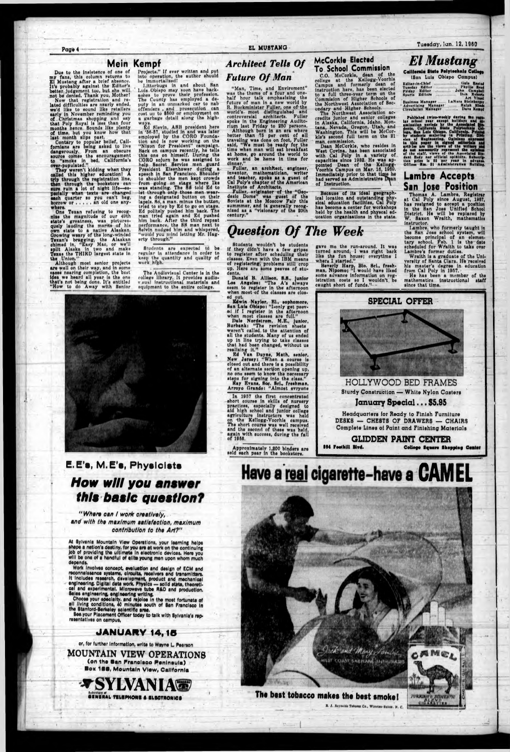## Mein Kempf

Due to the insistence of one of my fans, this column returns to El Mustang after a brief absence. It's probably against the Editor's better judgement too, but she will not be denied. Thank you, Mother!

Now that registration and related difficulties are nearly ended, we'd like to sound like retailers early in November reminding you of Christmas shopping and say that Poly Royal is less than four months hence. Sounds like plenty of time, but you know how that last month slips past.

Contary to popular belief, Californians are being asked to live dangerously. From an obscure source comes the encouragement to "smoke in bed, California's over-populated."

They weren't kidding when they called this higher education! A trip through the registration line, then through the bookstore can sure ruin a lot of night life—especially when texts are changed each quarter so you can't beg, borrow or . . . . . an old one anywhere.

One Texan refusing to recognize the magnitude of our 49th state's greatness, was picturesquely lauding the merits of his own state to a native Alaskan. Growing weary of the long-winded Texan's bragging, the Alaskan chimed in, "Easy Mac, or we'll split Alaska in two and make Texas the THIRD largest state in the Union."

Although most senior projects are well on their way, and in some cases nearing completion, the best idea we heard all year is the one that's not being done. It's entitled "How to do Away with Senior Projects." If ever written and put into operation, the author should be immortalized!

Litterbugs in and about San Luis Obispo may soon have backaches to prove their profession. The County has employed a deputy in an unmarked car to nab offenders, and prosecution can cost up to $500 or employment on a garbage detail along the highways.

Ed Slevin, ASB president here in '56-57, studied in and was later employed by the CORO Foundation and is now working on the "Nixon for President" campaign. Back on campus recently, he tells this one on himself. During the CORO sojurn he was assigned to help Secret Service men guard President Eisenhower during a speech in San Francisco. Shoulder to shoulder the men kept crowds from going on stage where Ike was standing. The SS told Ed to let through only those men wearing a designated button on their lapels. So, a man, minus the button, tried to step by Ed to go on stage. Ed politely pushed him back. The man tried again and Ed pushed him back. After the third repeat performance, the SS man next to Selvin nudged him and whispered, "would you mind letting Mr. Hagerty through."

Students are expected to be regular in attendance in order to keep the quantity and quality of work high.

The Audiovisual Center is in the college library. It provides audio-visual instructional materials and equipment to the entire college.

## *Architect Tells Of Future Of Man*

"Man, Time, and Enviroment" was the theme of a four and one-half hour talk emphasizing the future of man in a new world by R. Buckminster Fuller, one of the world's most distinguished and controversial architects. Fuller spoke in the Engineering Auditorium last Friday to 550 persons.

Although born in an era where better than 75 per cent of all traveling was done on foot, Fuller said, "We must be ready for the time when man will eat breakfast at home, go around the world to work and be home in time for dinner."

Fuller, an architect, engineer, inventor, mathematician, writer and teacher, spoke as a guest of Cal Poly's chapter of the American Institute of Architects.

Fuller, originator of the "Geodesic Dome" was guest of the Soviets at the Moscow Fair this summmer, and is generally recognized as a "visionary of the 20th century."

## McCorkle Elected To School Commission

C.O. McCorkle, dean of the college at the Kellogg-Voorhis Campus and formerly dean of instruction here, has been elected to a full three-year term on the Commission of Higher Schools of the Northwest Association of Secondary and Higher Schools.

The Northwest Association accredits junior and senior colleges in Alaska, California, Idaho, Montana, Nevada, Oregon, Utah, and Washington. This will be McCorkle's second full term on the 21 man commission.

Dean McCorkle, who resides in West Covina, has been associated with Cal Poly in a variety of capacities since 1952. He was appointed Dean of the Kellogg-Voorhis Campus on Mar. 16, 1959. Immediately prior to that time he had served as Administrative Dean of Instruction.

Because of its ideal geographical location and outstanding physical education facilities, Cal Poly has become a center for workshops held by the health and physcal education organizations in the state.

# *El Mustang*

**California State Polytechnic College**
(San Luis Obispo Campus)

| | |
|---|---|
| Editor-in-Chief | Gale Enstad |
| Tuesday Editor | Phyllis Reed |
| Friday Editor | John Campbell |
| Sports Editors | Don Roberts, Art Vinsel |
| Business Manager | LaNora Steinberger |
| Advertising Manager | Ralph Hinds |
| Circulation Manager | Dave Kempf |

Published twice-weekly during the regular school year except holidays and examination periods by the Associated Students, California State Polytechnic College, San Luis Obispo, California. Printed by students majoring in Printing, Division of Engineering. Opinions expressed in this paper in signed editorials and articles are the views of the writers and do not necessarily represent the opinions of the staff, views of the Associated Student Body nor official opinions. Subscription price is $2 per year in advance. Offices Rm. 21 Administration Building.

## Lambre Accepts San Jose Position

Thomas A. Lambre, Registrar at Cal Poly since August, 1957, has resigned to accept a position in the San Jose Unified School District. He will be replaced by W. Saxon Wraith, mathematics instructor.

Lambre, who formerly taught in the San Jose school system, will become principal of an elementary school. Feb. 1 is the date scheduled for Wraith to take over Lambre's former duties.

Wraith is a graduate of the University of Santa Clara. He received his master's degree in education from Cal Poly in 1957.

He has been a member of the mathematics instructional staff since that time.

# *Question Of The Week*

Students wouldn't be students if they didn't have a few gripes to register after scheduling their classes. Even with the IBM means of registering, problems still crop up. Here are some peeves of students.

**Donald B. Allison, S.S., junior Los Angeles:** "The A's always seem to register in the afternoon when most of the classes are closed out.

**Edwin Naylor, El., sophomore, San Luis Obispo:** "I only get peeved if I register in the afternoon when most classes are full."

**Dale Nordstrom, M.E., junior, Burbank:** "The revision sheets weren't called to the attention of all the students. Many of us ended up in line trying to take classes that had been changed, without us realizing it."

**Ed Van Duyne, Math, senior, New Jersey:** "When a course is closed out and there is a possibility of an alternate section opening up, no one seem to know the necessary steps for signing into the class."

**Ray Evans, Soc. Sci., freshman, Arroyo Grande:** "Almost evryone gave me the run-around. It was turned around, I was right back like the fun house; everytime I where I started."

**Beverly Harp, Bio. Sci., freshman, Nipomo:** "I would have liked some advance information on registration costs so I wouldn't be caught short of funds."

In 1957 the first concentrated short course in skills of nursery practices, especially designed to aid high school and junior college agriculture instructors was held on the Kellogg-Voorhis campus. The short course was well received and the second of these was held, again with success, during the fall of 1958.

Approximately 1,800 binders are sold each year in the bookstore.

**SPECIAL OFFER**

HOLLYWOOD BED FRAMES

Sturdy Construction — White Nylon Casters

**January Special . . . $5.95**

Headquarters for Ready to Finish Furniture
DESKS — CHESTS OF DRAWERS — CHAIRS
Complete Lines of Paint and Finishing Materials

**GLIDDEN PAINT CENTER**
894 Foothill Blvd. — College Square Shopping Center

### E.E's, M.E's, Physicists

## *How will you answer this basic question?*

*"Where can I work creatively, and with the maximum satisfaction, maximum contribution to the Art?"*

At Sylvania Mountain View Operations, your learning helps shape a nation's destiny, for you are at work on the continuing job of providing the ultimate in electronic devices. Here you will be one of a handful of elite young men upon whom much depends.

Work involves concept, evaluation and design of ECM and reconnaissance systems, circuits, receivers and transmitters. It includes research, development, product and mechanical engineering. Digital data work. Physics — solid state, theoretical and experimental. Microwave tube R&D and production. Sales engineering, engineering writing.

Choose your specialty, and rejoice in the most fortunate of all living conditions, 40 minutes south of San Francisco in the Stanford-Berkeley scientific area.

See your Placement Officer today to talk with Sylvania's representatives on campus,

**JANUARY 14, 15**

or, for further information, write to Wayne L. Pearson

**MOUNTAIN VIEW OPERATIONS**
(on the San Francisco Peninsula)
Box 188, Mountain View, California

**SYLVANIA**
Subsidiary of GENERAL TELEPHONE & ELECTRONICS

# Have a real cigarette-have a CAMEL

Jack and Mary Lambie — WEST COAST SAILPLANE ENTHUSIASTS

**The best tobacco makes the best smoke!**

R. J. Reynolds Tobacco Co., Winston-Salem, N. C.